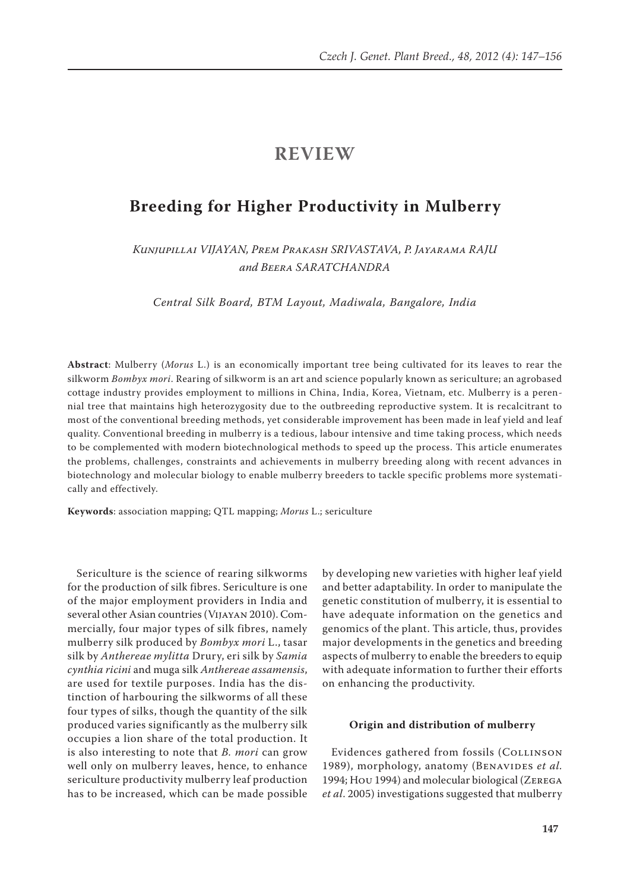# REVIEW

## Breeding for Higher Productivity in Mulberry

*Kunjupillai VIJAYAN, Prem Prakash SRIVASTAVA, P. Jayarama RAJU and Beera SARATCHANDRA*

*Central Silk Board, BTM Layout, Madiwala, Bangalore, India*

**Abstract**: Mulberry (*Morus* L.) is an economically important tree being cultivated for its leaves to rear the silkworm *Bombyx mori*. Rearing of silkworm is an art and science popularly known as sericulture; an agrobased cottage industry provides employment to millions in China, India, Korea, Vietnam, etc. Mulberry is a perennial tree that maintains high heterozygosity due to the outbreeding reproductive system. It is recalcitrant to most of the conventional breeding methods, yet considerable improvement has been made in leaf yield and leaf quality. Conventional breeding in mulberry is a tedious, labour intensive and time taking process, which needs to be complemented with modern biotechnological methods to speed up the process. This article enumerates the problems, challenges, constraints and achievements in mulberry breeding along with recent advances in biotechnology and molecular biology to enable mulberry breeders to tackle specific problems more systematically and effectively.

**Keywords**: association mapping; QTL mapping; *Morus* L.; sericulture

Sericulture is the science of rearing silkworms for the production of silk fibres. Sericulture is one of the major employment providers in India and several other Asian countries (Vijayan 2010). Commercially, four major types of silk fibres, namely mulberry silk produced by *Bombyx mori* L., tasar silk by *Anthereae mylitta* Drury, eri silk by *Samia cynthia ricini* and muga silk *Anthereae assamensis*, are used for textile purposes. India has the distinction of harbouring the silkworms of all these four types of silks, though the quantity of the silk produced varies significantly as the mulberry silk occupies a lion share of the total production. It is also interesting to note that *B. mori* can grow well only on mulberry leaves, hence, to enhance sericulture productivity mulberry leaf production has to be increased, which can be made possible by developing new varieties with higher leaf yield and better adaptability. In order to manipulate the genetic constitution of mulberry, it is essential to have adequate information on the genetics and genomics of the plant. This article, thus, provides major developments in the genetics and breeding aspects of mulberry to enable the breeders to equip with adequate information to further their efforts on enhancing the productivity.

### Origin and distribution of mulberry

Evidences gathered from fossils (Collinson 1989), morphology, anatomy (Benavides *et al.* 1994; Hou 1994) and molecular biological (Zerega *et al.* 2005) investigations suggested that mulberry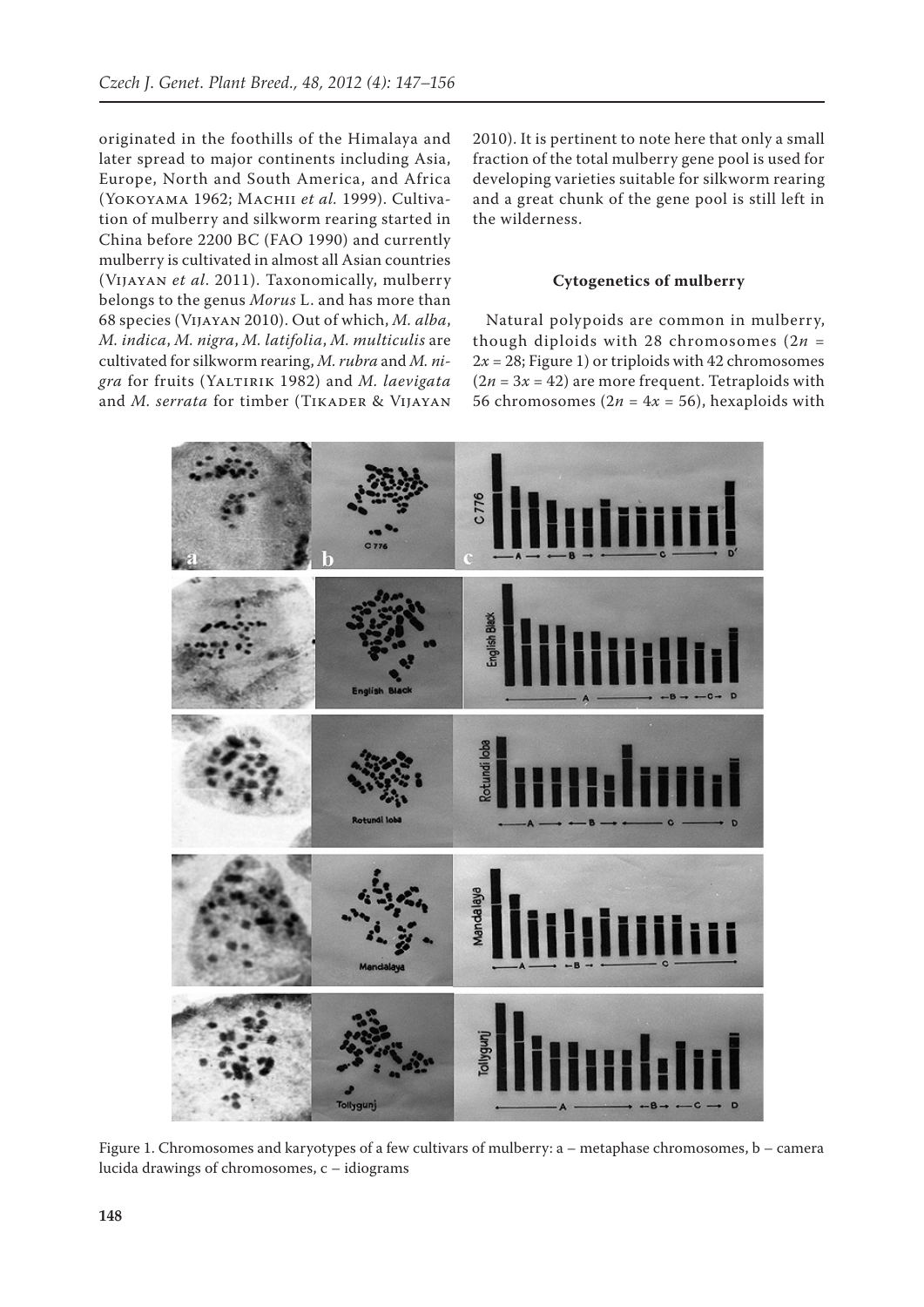originated in the foothills of the Himalaya and later spread to major continents including Asia, Europe, North and South America, and Africa (Yokoyama 1962; Machii *et al.* 1999). Cultivation of mulberry and silkworm rearing started in China before 2200 BC (FAO 1990) and currently mulberry is cultivated in almost all Asian countries (Vijayan *et al.* 2011). Taxonomically, mulberry belongs to the genus *Morus* L. and has more than 68 species (Vijayan 2010). Out of which, *M. alba*, *M. indica*, *M. nigra*, *M. latifolia*, *M. multiculis* are cultivated for silkworm rearing, *M. rubra* and *M. nigra* for fruits (Yaltirik 1982) and *M. laevigata* and *M. serrata* for timber (Tikader & Vijayan 2010). It is pertinent to note here that only a small fraction of the total mulberry gene pool is used for developing varieties suitable for silkworm rearing and a great chunk of the gene pool is still left in the wilderness.

## Cytogenetics of mulberry

Natural polypoids are common in mulberry, though diploids with 28 chromosomes ($2n = 2x = 28$; Figure 1) or triploids with 42 chromosomes ($2n = 3x = 42$) are more frequent. Tetraploids with 56 chromosomes ($2n = 4x = 56$), hexaploids with

Figure 1. Chromosomes and karyotypes of a few cultivars of mulberry: a – metaphase chromosomes, b – camera lucida drawings of chromosomes, c – idiograms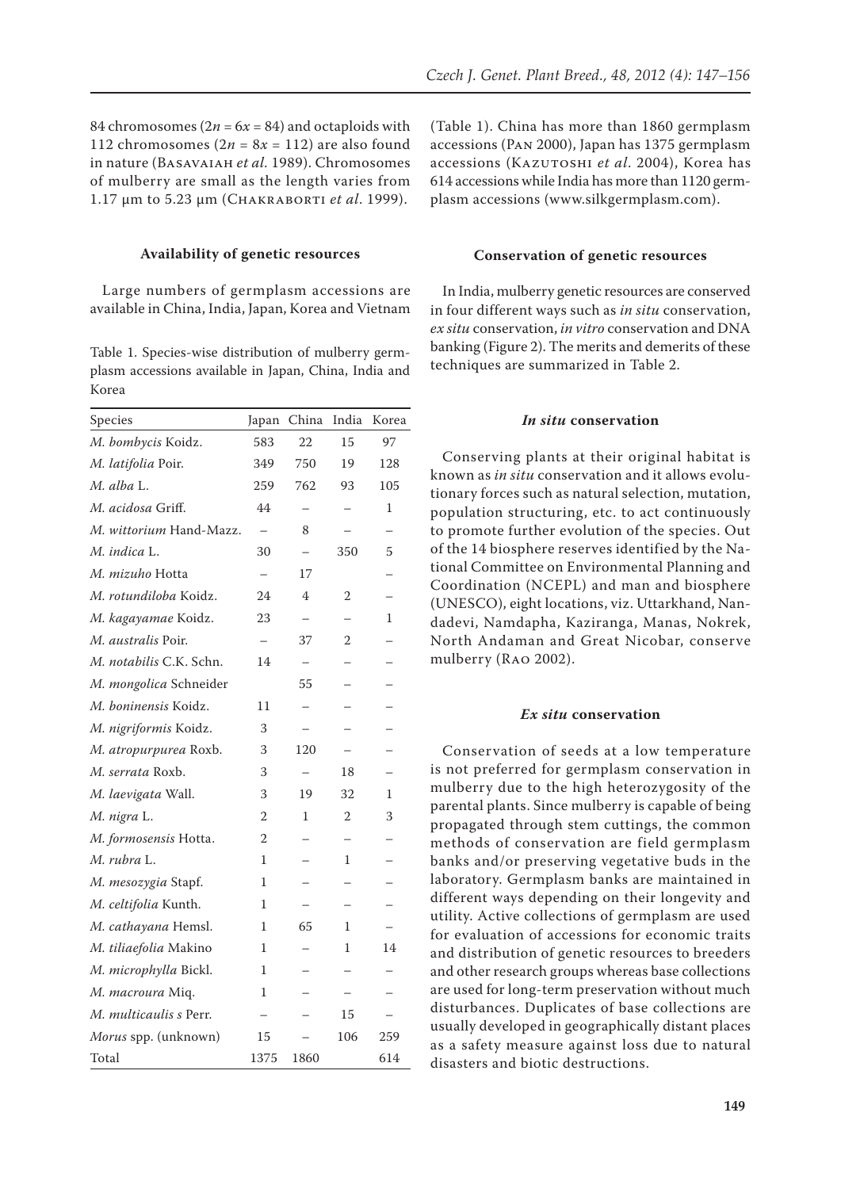84 chromosomes ($2n = 6x = 84$) and octaploids with 112 chromosomes ($2n = 8x = 112$) are also found in nature (Basavaiah *et al.* 1989). Chromosomes of mulberry are small as the length varies from 1.17 µm to 5.23 µm (Chakraborti *et al.* 1999).

#### Availability of genetic resources

Large numbers of germplasm accessions are available in China, India, Japan, Korea and Vietnam (Table 1). China has more than 1860 germplasm accessions (Pan 2000), Japan has 1375 germplasm accessions (Kazutoshi *et al.* 2004), Korea has 614 accessions while India has more than 1120 germplasm accessions (www.silkgermplasm.com).

Table 1. Species-wise distribution of mulberry germplasm accessions available in Japan, China, India and Korea

| Species | Japan | China | India | Korea |
|---|---|---|---|---|
| *M. bombycis* Koidz. | 583 | 22 | 15 | 97 |
| *M. latifolia* Poir. | 349 | 750 | 19 | 128 |
| *M. alba* L. | 259 | 762 | 93 | 105 |
| *M. acidosa* Griff. | 44 | – | – | 1 |
| *M. wittorium* Hand-Mazz. | – | 8 | – | – |
| *M. indica* L. | 30 | – | 350 | 5 |
| *M. mizuho* Hotta | – | 17 | | – |
| *M. rotundiloba* Koidz. | 24 | 4 | 2 | – |
| *M. kagayamae* Koidz. | 23 | – | – | 1 |
| *M. australis* Poir. | – | 37 | 2 | – |
| *M. notabilis* C.K. Schn. | 14 | – | – | – |
| *M. mongolica* Schneider | | 55 | – | – |
| *M. boninensis* Koidz. | 11 | – | – | – |
| *M. nigriformis* Koidz. | 3 | – | – | – |
| *M. atropurpurea* Roxb. | 3 | 120 | – | – |
| *M. serrata* Roxb. | 3 | – | 18 | – |
| *M. laevigata* Wall. | 3 | 19 | 32 | 1 |
| *M. nigra* L. | 2 | 1 | 2 | 3 |
| *M. formosensis* Hotta. | 2 | – | – | – |
| *M. rubra* L. | 1 | – | 1 | – |
| *M. mesozygia* Stapf. | 1 | – | – | – |
| *M. celtifolia* Kunth. | 1 | – | – | – |
| *M. cathayana* Hemsl. | 1 | 65 | 1 | – |
| *M. tiliaefolia* Makino | 1 | – | 1 | 14 |
| *M. microphylla* Bickl. | 1 | – | – | – |
| *M. macroura* Miq. | 1 | – | – | – |
| *M. multicaulis s* Perr. | – | – | 15 | – |
| *Morus* spp. (unknown) | 15 | – | 106 | 259 |
| Total | 1375 | 1860 | | 614 |

#### Conservation of genetic resources

In India, mulberry genetic resources are conserved in four different ways such as *in situ* conservation, *ex situ* conservation, *in vitro* conservation and DNA banking (Figure 2). The merits and demerits of these techniques are summarized in Table 2.

#### *In situ* conservation

Conserving plants at their original habitat is known as *in situ* conservation and it allows evolutionary forces such as natural selection, mutation, population structuring, etc. to act continuously to promote further evolution of the species. Out of the 14 biosphere reserves identified by the National Committee on Environmental Planning and Coordination (NCEPL) and man and biosphere (UNESCO), eight locations, viz. Uttarkhand, Nandadevi, Namdapha, Kaziranga, Manas, Nokrek, North Andaman and Great Nicobar, conserve mulberry (Rao 2002).

#### *Ex situ* conservation

Conservation of seeds at a low temperature is not preferred for germplasm conservation in mulberry due to the high heterozygosity of the parental plants. Since mulberry is capable of being propagated through stem cuttings, the common methods of conservation are field germplasm banks and/or preserving vegetative buds in the laboratory. Germplasm banks are maintained in different ways depending on their longevity and utility. Active collections of germplasm are used for evaluation of accessions for economic traits and distribution of genetic resources to breeders and other research groups whereas base collections are used for long-term preservation without much disturbances. Duplicates of base collections are usually developed in geographically distant places as a safety measure against loss due to natural disasters and biotic destructions.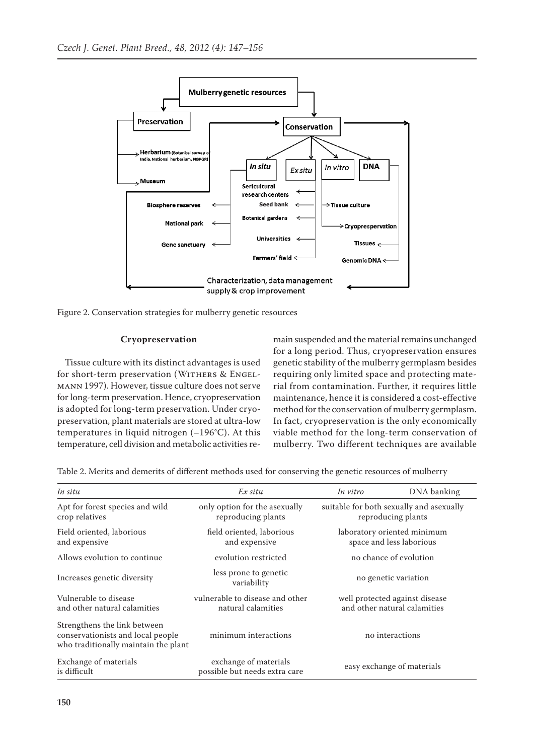Figure 2. Conservation strategies for mulberry genetic resources

## Cryopreservation

Tissue culture with its distinct advantages is used for short-term preservation (Withers & Engelmann 1997). However, tissue culture does not serve for long-term preservation. Hence, cryopreservation is adopted for long-term preservation. Under cryopreservation, plant materials are stored at ultra-low temperatures in liquid nitrogen (–196°C). At this temperature, cell division and metabolic activities remain suspended and the material remains unchanged for a long period. Thus, cryopreservation ensures genetic stability of the mulberry germplasm besides requiring only limited space and protecting material from contamination. Further, it requires little maintenance, hence it is considered a cost-effective method for the conservation of mulberry germplasm. In fact, cryopreservation is the only economically viable method for the long-term conservation of mulberry. Two different techniques are available

Table 2. Merits and demerits of different methods used for conserving the genetic resources of mulberry

| *In situ* | *Ex situ* | *In vitro* | DNA banking |
|---|---|---|---|
| Apt for forest species and wild crop relatives | only option for the asexually reproducing plants | suitable for both sexually and asexually reproducing plants | |
| Field oriented, laborious and expensive | field oriented, laborious and expensive | laboratory oriented minimum space and less laborious | |
| Allows evolution to continue | evolution restricted | no chance of evolution | |
| Increases genetic diversity | less prone to genetic variability | no genetic variation | |
| Vulnerable to disease and other natural calamities | vulnerable to disease and other natural calamities | well protected against disease and other natural calamities | |
| Strengthens the link between conservationists and local people who traditionally maintain the plant | minimum interactions | no interactions | |
| Exchange of materials is difficult | exchange of materials possible but needs extra care | easy exchange of materials | |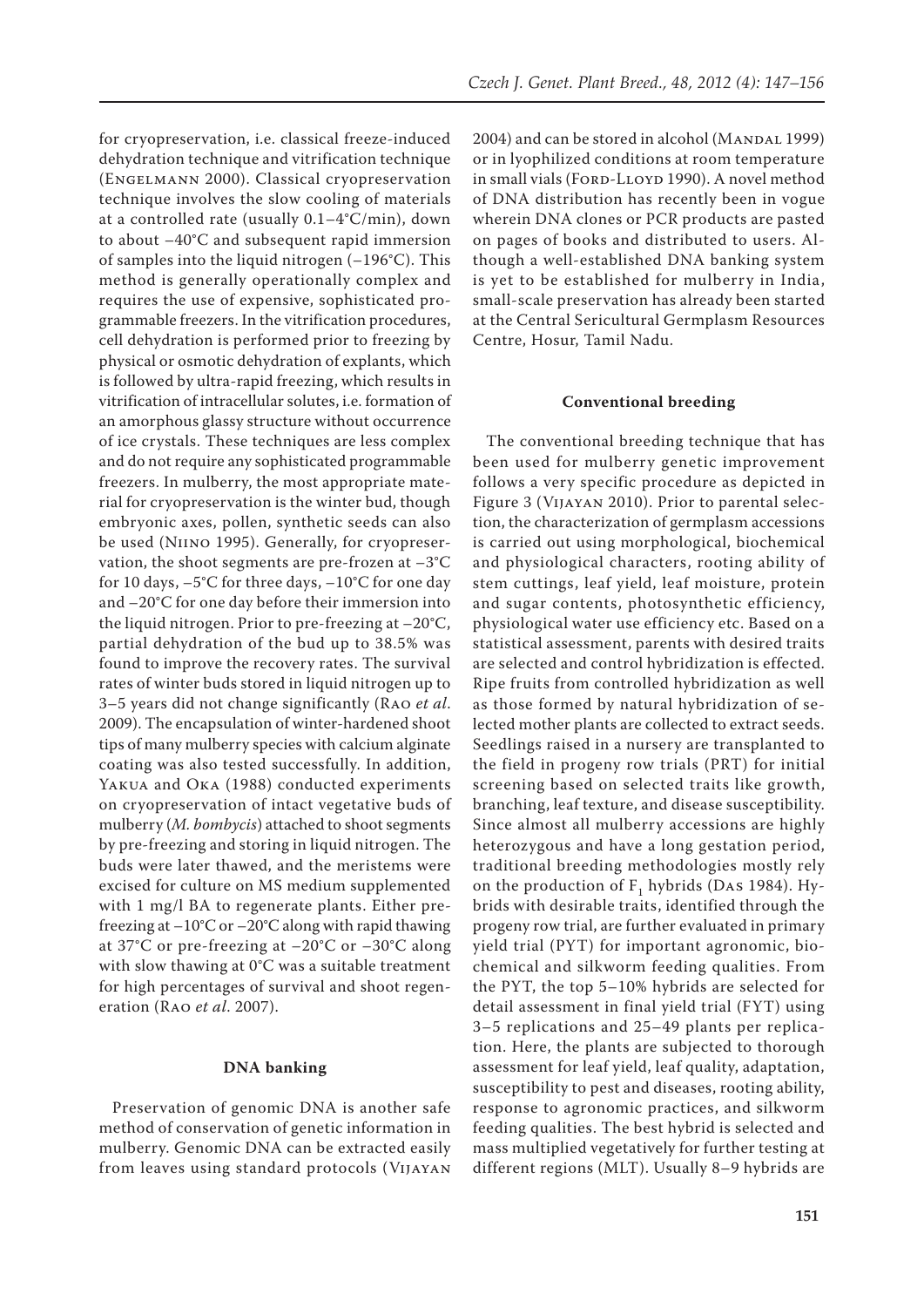for cryopreservation, i.e. classical freeze-induced dehydration technique and vitrification technique (Engelmann 2000). Classical cryopreservation technique involves the slow cooling of materials at a controlled rate (usually 0.1–4°C/min), down to about –40°C and subsequent rapid immersion of samples into the liquid nitrogen (–196°C). This method is generally operationally complex and requires the use of expensive, sophisticated programmable freezers. In the vitrification procedures, cell dehydration is performed prior to freezing by physical or osmotic dehydration of explants, which is followed by ultra-rapid freezing, which results in vitrification of intracellular solutes, i.e. formation of an amorphous glassy structure without occurrence of ice crystals. These techniques are less complex and do not require any sophisticated programmable freezers. In mulberry, the most appropriate material for cryopreservation is the winter bud, though embryonic axes, pollen, synthetic seeds can also be used (Niino 1995). Generally, for cryopreservation, the shoot segments are pre-frozen at –3°C for 10 days, –5°C for three days, –10°C for one day and –20°C for one day before their immersion into the liquid nitrogen. Prior to pre-freezing at –20°C, partial dehydration of the bud up to 38.5% was found to improve the recovery rates. The survival rates of winter buds stored in liquid nitrogen up to 3–5 years did not change significantly (Rao *et al*. 2009). The encapsulation of winter-hardened shoot tips of many mulberry species with calcium alginate coating was also tested successfully. In addition, Yakua and Oka (1988) conducted experiments on cryopreservation of intact vegetative buds of mulberry (*M. bombycis*) attached to shoot segments by pre-freezing and storing in liquid nitrogen. The buds were later thawed, and the meristems were excised for culture on MS medium supplemented with 1 mg/l BA to regenerate plants. Either pre-freezing at –10°C or –20°C along with rapid thawing at 37°C or pre-freezing at –20°C or –30°C along with slow thawing at 0°C was a suitable treatment for high percentages of survival and shoot regeneration (Rao *et al*. 2007).

### DNA banking

Preservation of genomic DNA is another safe method of conservation of genetic information in mulberry. Genomic DNA can be extracted easily from leaves using standard protocols (Vijayan 2004) and can be stored in alcohol (Mandal 1999) or in lyophilized conditions at room temperature in small vials (Ford-Lloyd 1990). A novel method of DNA distribution has recently been in vogue wherein DNA clones or PCR products are pasted on pages of books and distributed to users. Although a well-established DNA banking system is yet to be established for mulberry in India, small-scale preservation has already been started at the Central Sericultural Germplasm Resources Centre, Hosur, Tamil Nadu.

### Conventional breeding

The conventional breeding technique that has been used for mulberry genetic improvement follows a very specific procedure as depicted in Figure 3 (Vijayan 2010). Prior to parental selection, the characterization of germplasm accessions is carried out using morphological, biochemical and physiological characters, rooting ability of stem cuttings, leaf yield, leaf moisture, protein and sugar contents, photosynthetic efficiency, physiological water use efficiency etc. Based on a statistical assessment, parents with desired traits are selected and control hybridization is effected. Ripe fruits from controlled hybridization as well as those formed by natural hybridization of selected mother plants are collected to extract seeds. Seedlings raised in a nursery are transplanted to the field in progeny row trials (PRT) for initial screening based on selected traits like growth, branching, leaf texture, and disease susceptibility. Since almost all mulberry accessions are highly heterozygous and have a long gestation period, traditional breeding methodologies mostly rely on the production of $F_1$ hybrids (Das 1984). Hybrids with desirable traits, identified through the progeny row trial, are further evaluated in primary yield trial (PYT) for important agronomic, biochemical and silkworm feeding qualities. From the PYT, the top 5–10% hybrids are selected for detail assessment in final yield trial (FYT) using 3–5 replications and 25–49 plants per replication. Here, the plants are subjected to thorough assessment for leaf yield, leaf quality, adaptation, susceptibility to pest and diseases, rooting ability, response to agronomic practices, and silkworm feeding qualities. The best hybrid is selected and mass multiplied vegetatively for further testing at different regions (MLT). Usually 8–9 hybrids are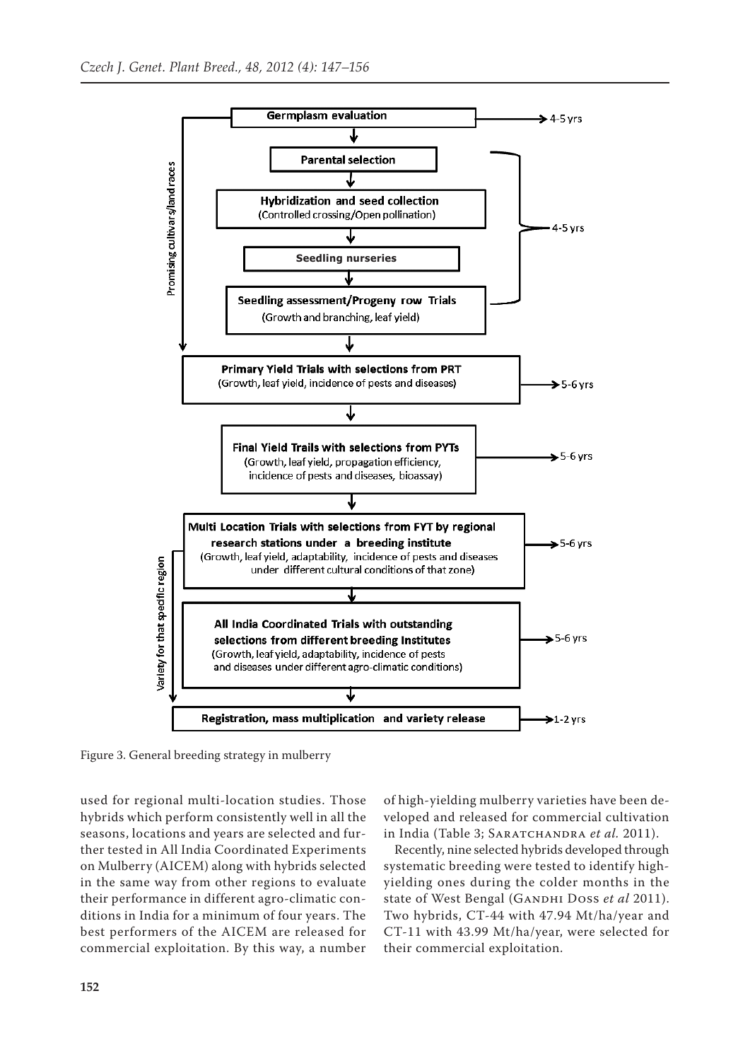Germplasm evaluation → 4-5 yrs

Parental selection

Hybridization and seed collection (Controlled crossing/Open pollination)

Seedling nurseries

Seedling assessment/Progeny row Trials (Growth and branching, leaf yield)

(Parental selection through Seedling assessment/Progeny row Trials → 4-5 yrs)

Promising cultivars/land races

Primary Yield Trials with selections from PRT (Growth, leaf yield, incidence of pests and diseases) → 5-6 yrs

Final Yield Trails with selections from PYTs (Growth, leaf yield, propagation efficiency, incidence of pests and diseases, bioassay) → 5-6 yrs

Multi Location Trials with selections from FYT by regional research stations under a breeding institute (Growth, leaf yield, adaptability, incidence of pests and diseases under different cultural conditions of that zone) → 5-6 yrs

All India Coordinated Trials with outstanding selections from different breeding Institutes (Growth, leaf yield, adaptability, incidence of pests and diseases under different agro-climatic conditions) → 5-6 yrs

Variety for that specific region

Registration, mass multiplication and variety release → 1-2 yrs

Figure 3. General breeding strategy in mulberry

used for regional multi-location studies. Those hybrids which perform consistently well in all the seasons, locations and years are selected and further tested in All India Coordinated Experiments on Mulberry (AICEM) along with hybrids selected in the same way from other regions to evaluate their performance in different agro-climatic conditions in India for a minimum of four years. The best performers of the AICEM are released for commercial exploitation. By this way, a number of high-yielding mulberry varieties have been developed and released for commercial cultivation in India (Table 3; Saratchandra *et al.* 2011).

Recently, nine selected hybrids developed through systematic breeding were tested to identify high-yielding ones during the colder months in the state of West Bengal (Gandhi Doss *et al* 2011). Two hybrids, CT-44 with 47.94 Mt/ha/year and CT-11 with 43.99 Mt/ha/year, were selected for their commercial exploitation.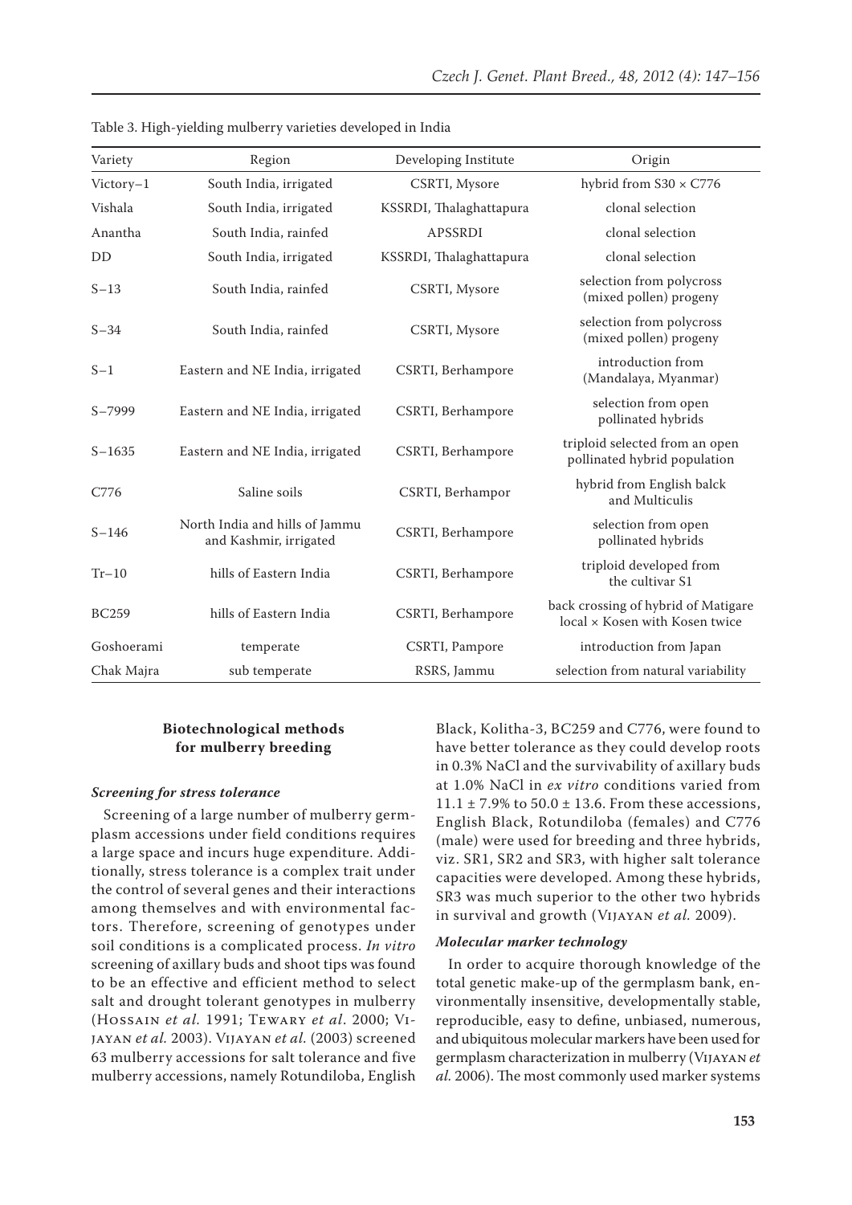Table 3. High-yielding mulberry varieties developed in India

| Variety | Region | Developing Institute | Origin |
|---|---|---|---|
| Victory–1 | South India, irrigated | CSRTI, Mysore | hybrid from S30 × C776 |
| Vishala | South India, irrigated | KSSRDI, Thalaghattapura | clonal selection |
| Anantha | South India, rainfed | APSSRDI | clonal selection |
| DD | South India, irrigated | KSSRDI, Thalaghattapura | clonal selection |
| S–13 | South India, rainfed | CSRTI, Mysore | selection from polycross (mixed pollen) progeny |
| S–34 | South India, rainfed | CSRTI, Mysore | selection from polycross (mixed pollen) progeny |
| S–1 | Eastern and NE India, irrigated | CSRTI, Berhampore | introduction from (Mandalaya, Myanmar) |
| S–7999 | Eastern and NE India, irrigated | CSRTI, Berhampore | selection from open pollinated hybrids |
| S–1635 | Eastern and NE India, irrigated | CSRTI, Berhampore | triploid selected from an open pollinated hybrid population |
| C776 | Saline soils | CSRTI, Berhampor | hybrid from English balck and Multiculis |
| S–146 | North India and hills of Jammu and Kashmir, irrigated | CSRTI, Berhampore | selection from open pollinated hybrids |
| Tr–10 | hills of Eastern India | CSRTI, Berhampore | triploid developed from the cultivar S1 |
| BC259 | hills of Eastern India | CSRTI, Berhampore | back crossing of hybrid of Matigare local × Kosen with Kosen twice |
| Goshoerami | temperate | CSRTI, Pampore | introduction from Japan |
| Chak Majra | sub temperate | RSRS, Jammu | selection from natural variability |

## Biotechnological methods for mulberry breeding

### *Screening for stress tolerance*

Screening of a large number of mulberry germplasm accessions under field conditions requires a large space and incurs huge expenditure. Additionally, stress tolerance is a complex trait under the control of several genes and their interactions among themselves and with environmental factors. Therefore, screening of genotypes under soil conditions is a complicated process. *In vitro* screening of axillary buds and shoot tips was found to be an effective and efficient method to select salt and drought tolerant genotypes in mulberry (Hossain *et al.* 1991; Tewary *et al.* 2000; Vijayan *et al.* 2003). Vijayan *et al.* (2003) screened 63 mulberry accessions for salt tolerance and five mulberry accessions, namely Rotundiloba, English Black, Kolitha-3, BC259 and C776, were found to have better tolerance as they could develop roots in 0.3% NaCl and the survivability of axillary buds at 1.0% NaCl in *ex vitro* conditions varied from $11.1 \pm 7.9\%$ to $50.0 \pm 13.6$. From these accessions, English Black, Rotundiloba (females) and C776 (male) were used for breeding and three hybrids, viz. SR1, SR2 and SR3, with higher salt tolerance capacities were developed. Among these hybrids, SR3 was much superior to the other two hybrids in survival and growth (Vijayan *et al.* 2009).

### *Molecular marker technology*

In order to acquire thorough knowledge of the total genetic make-up of the germplasm bank, environmentally insensitive, developmentally stable, reproducible, easy to define, unbiased, numerous, and ubiquitous molecular markers have been used for germplasm characterization in mulberry (Vijayan *et al.* 2006). The most commonly used marker systems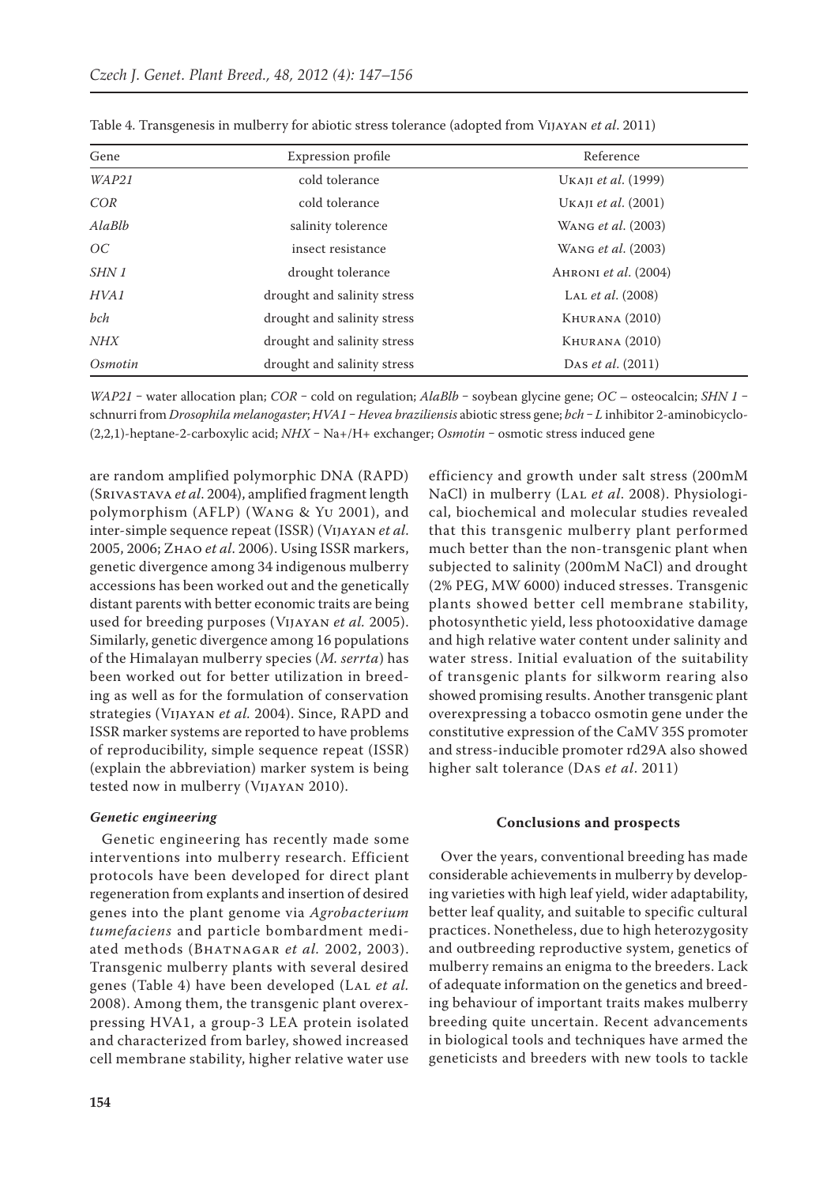Table 4. Transgenesis in mulberry for abiotic stress tolerance (adopted from Vijayan *et al*. 2011)

| Gene | Expression profile | Reference |
|---|---|---|
| *WAP21* | cold tolerance | Ukaji *et al*. (1999) |
| *COR* | cold tolerance | Ukaji *et al*. (2001) |
| *AlaBlb* | salinity tolerence | Wang *et al*. (2003) |
| *OC* | insect resistance | Wang *et al*. (2003) |
| *SHN 1* | drought tolerance | Ahroni *et al*. (2004) |
| *HVA1* | drought and salinity stress | Lal *et al*. (2008) |
| *bch* | drought and salinity stress | Khurana (2010) |
| *NHX* | drought and salinity stress | Khurana (2010) |
| *Osmotin* | drought and salinity stress | Das *et al*. (2011) |

*WAP21* – water allocation plan; *COR* – cold on regulation; *AlaBlb* – soybean glycine gene; *OC* – osteocalcin; *SHN 1* – schnurri from *Drosophila melanogaster*; *HVA1* – *Hevea braziliensis* abiotic stress gene; *bch* – *L* inhibitor 2-aminobicyclo-(2,2,1)-heptane-2-carboxylic acid; *NHX* – Na+/H+ exchanger; *Osmotin* – osmotic stress induced gene

are random amplified polymorphic DNA (RAPD) (Srivastava *et al*. 2004), amplified fragment length polymorphism (AFLP) (Wang & Yu 2001), and inter-simple sequence repeat (ISSR) (Vijayan *et al*. 2005, 2006; Zhao *et al*. 2006). Using ISSR markers, genetic divergence among 34 indigenous mulberry accessions has been worked out and the genetically distant parents with better economic traits are being used for breeding purposes (Vijayan *et al.* 2005). Similarly, genetic divergence among 16 populations of the Himalayan mulberry species (*M. serrta*) has been worked out for better utilization in breeding as well as for the formulation of conservation strategies (Vijayan *et al.* 2004). Since, RAPD and ISSR marker systems are reported to have problems of reproducibility, simple sequence repeat (ISSR) (explain the abbreviation) marker system is being tested now in mulberry (Vijayan 2010).

### *Genetic engineering*

Genetic engineering has recently made some interventions into mulberry research. Efficient protocols have been developed for direct plant regeneration from explants and insertion of desired genes into the plant genome via *Agrobacterium tumefaciens* and particle bombardment mediated methods (Bhatnagar *et al.* 2002, 2003). Transgenic mulberry plants with several desired genes (Table 4) have been developed (Lal *et al.* 2008). Among them, the transgenic plant overexpressing HVA1, a group-3 LEA protein isolated and characterized from barley, showed increased cell membrane stability, higher relative water use efficiency and growth under salt stress (200mM NaCl) in mulberry (Lal *et al.* 2008). Physiological, biochemical and molecular studies revealed that this transgenic mulberry plant performed much better than the non-transgenic plant when subjected to salinity (200mM NaCl) and drought (2% PEG, MW 6000) induced stresses. Transgenic plants showed better cell membrane stability, photosynthetic yield, less photooxidative damage and high relative water content under salinity and water stress. Initial evaluation of the suitability of transgenic plants for silkworm rearing also showed promising results. Another transgenic plant overexpressing a tobacco osmotin gene under the constitutive expression of the CaMV 35S promoter and stress-inducible promoter rd29A also showed higher salt tolerance (Das *et al*. 2011)

## Conclusions and prospects

Over the years, conventional breeding has made considerable achievements in mulberry by developing varieties with high leaf yield, wider adaptability, better leaf quality, and suitable to specific cultural practices. Nonetheless, due to high heterozygosity and outbreeding reproductive system, genetics of mulberry remains an enigma to the breeders. Lack of adequate information on the genetics and breeding behaviour of important traits makes mulberry breeding quite uncertain. Recent advancements in biological tools and techniques have armed the geneticists and breeders with new tools to tackle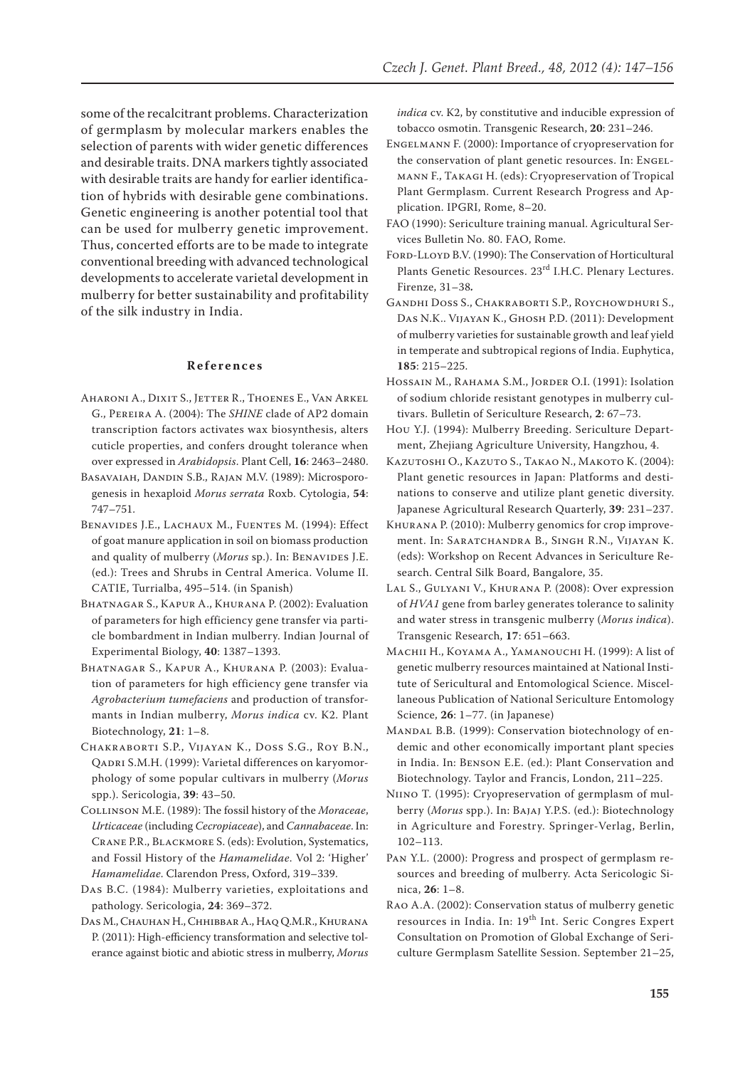some of the recalcitrant problems. Characterization of germplasm by molecular markers enables the selection of parents with wider genetic differences and desirable traits. DNA markers tightly associated with desirable traits are handy for earlier identification of hybrids with desirable gene combinations. Genetic engineering is another potential tool that can be used for mulberry genetic improvement. Thus, concerted efforts are to be made to integrate conventional breeding with advanced technological developments to accelerate varietal development in mulberry for better sustainability and profitability of the silk industry in India.

## References

Aharoni A., Dixit S., Jetter R., Thoenes E., Van Arkel G., Pereira A. (2004): The *SHINE* clade of AP2 domain transcription factors activates wax biosynthesis, alters cuticle properties, and confers drought tolerance when over expressed in *Arabidopsis*. Plant Cell, **16**: 2463–2480.

Basavaiah, Dandin S.B., Rajan M.V. (1989): Microsporogenesis in hexaploid *Morus serrata* Roxb. Cytologia, **54**: 747–751.

Benavides J.E., Lachaux M., Fuentes M. (1994): Effect of goat manure application in soil on biomass production and quality of mulberry (*Morus* sp.). In: Benavides J.E. (ed.): Trees and Shrubs in Central America. Volume II. CATIE, Turrialba, 495–514. (in Spanish)

Bhatnagar S., Kapur A., Khurana P. (2002): Evaluation of parameters for high efficiency gene transfer via particle bombardment in Indian mulberry. Indian Journal of Experimental Biology, **40**: 1387–1393.

Bhatnagar S., Kapur A., Khurana P. (2003): Evaluation of parameters for high efficiency gene transfer via *Agrobacterium tumefaciens* and production of transformants in Indian mulberry, *Morus indica* cv. K2. Plant Biotechnology, **21**: 1–8.

Chakraborti S.P., Vijayan K., Doss S.G., Roy B.N., Qadri S.M.H. (1999): Varietal differences on karyomorphology of some popular cultivars in mulberry (*Morus* spp.). Sericologia, **39**: 43–50.

Collinson M.E. (1989): The fossil history of the *Moraceae*, *Urticaceae* (including *Cecropiaceae*), and *Cannabaceae*. In: Crane P.R., Blackmore S. (eds): Evolution, Systematics, and Fossil History of the *Hamamelidae*. Vol 2: 'Higher' *Hamamelidae*. Clarendon Press, Oxford, 319–339.

Das B.C. (1984): Mulberry varieties, exploitations and pathology. Sericologia, **24**: 369–372.

Das M., Chauhan H., Chhibbar A., Haq Q.M.R., Khurana P. (2011): High-efficiency transformation and selective tolerance against biotic and abiotic stress in mulberry, *Morus indica* cv. K2, by constitutive and inducible expression of tobacco osmotin. Transgenic Research, **20**: 231–246.

Engelmann F. (2000): Importance of cryopreservation for the conservation of plant genetic resources. In: Engelmann F., Takagi H. (eds): Cryopreservation of Tropical Plant Germplasm. Current Research Progress and Application. IPGRI, Rome, 8–20.

FAO (1990): Sericulture training manual. Agricultural Services Bulletin No. 80. FAO, Rome.

Ford-Lloyd B.V. (1990): The Conservation of Horticultural Plants Genetic Resources. 23rd I.H.C. Plenary Lectures. Firenze, 31–38.

Gandhi Doss S., Chakraborti S.P., Roychowdhuri S., Das N.K.. Vijayan K., Ghosh P.D. (2011): Development of mulberry varieties for sustainable growth and leaf yield in temperate and subtropical regions of India. Euphytica, **185**: 215–225.

Hossain M., Rahama S.M., Jorder O.I. (1991): Isolation of sodium chloride resistant genotypes in mulberry cultivars. Bulletin of Sericulture Research, **2**: 67–73.

Hou Y.J. (1994): Mulberry Breeding. Sericulture Department, Zhejiang Agriculture University, Hangzhou, 4.

Kazutoshi O., Kazuto S., Takao N., Makoto K. (2004): Plant genetic resources in Japan: Platforms and destinations to conserve and utilize plant genetic diversity. Japanese Agricultural Research Quarterly, **39**: 231–237.

Khurana P. (2010): Mulberry genomics for crop improvement. In: Saratchandra B., Singh R.N., Vijayan K. (eds): Workshop on Recent Advances in Sericulture Research. Central Silk Board, Bangalore, 35.

Lal S., Gulyani V., Khurana P. (2008): Over expression of *HVA1* gene from barley generates tolerance to salinity and water stress in transgenic mulberry (*Morus indica*). Transgenic Research, **17**: 651–663.

Machii H., Koyama A., Yamanouchi H. (1999): A list of genetic mulberry resources maintained at National Institute of Sericultural and Entomological Science. Miscellaneous Publication of National Sericulture Entomology Science, **26**: 1–77. (in Japanese)

Mandal B.B. (1999): Conservation biotechnology of endemic and other economically important plant species in India. In: Benson E.E. (ed.): Plant Conservation and Biotechnology. Taylor and Francis, London, 211–225.

Niino T. (1995): Cryopreservation of germplasm of mulberry (*Morus* spp.). In: Bajaj Y.P.S. (ed.): Biotechnology in Agriculture and Forestry. Springer-Verlag, Berlin, 102–113.

Pan Y.L. (2000): Progress and prospect of germplasm resources and breeding of mulberry. Acta Sericologic Sinica, **26**: 1–8.

Rao A.A. (2002): Conservation status of mulberry genetic resources in India. In: 19th Int. Seric Congres Expert Consultation on Promotion of Global Exchange of Sericulture Germplasm Satellite Session. September 21–25,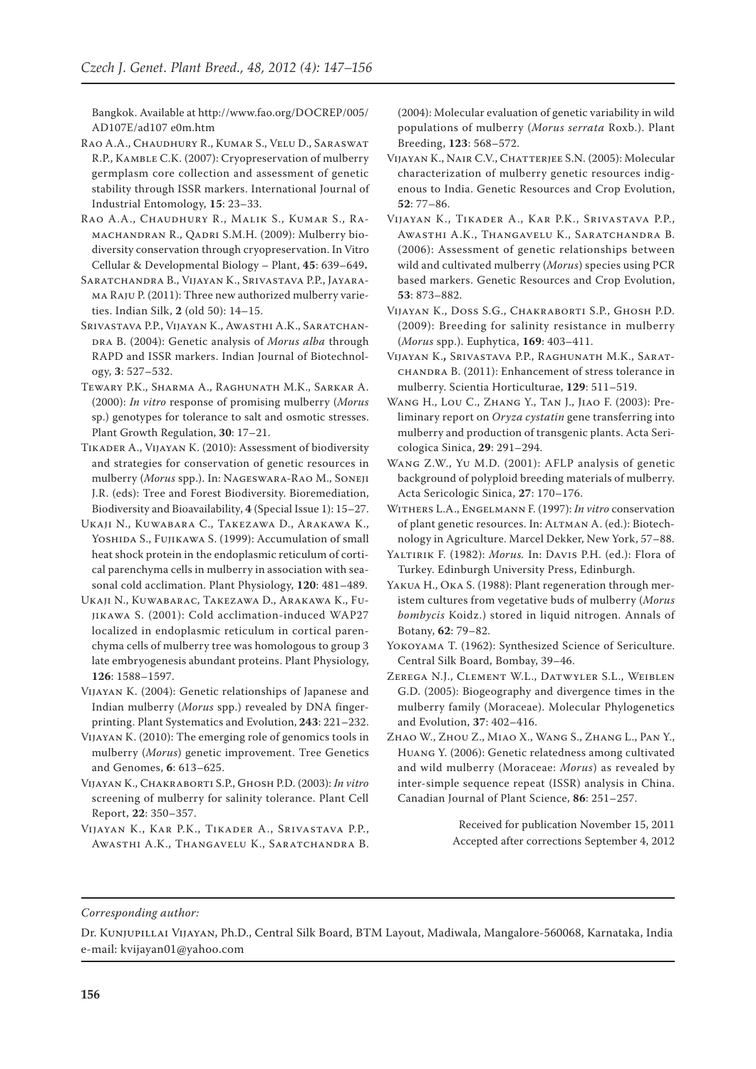Bangkok. Available at http://www.fao.org/DOCREP/005/AD107E/ad107 e0m.htm

Rao A.A., Chaudhury R., Kumar S., Velu D., Saraswat R.P., Kamble C.K. (2007): Cryopreservation of mulberry germplasm core collection and assessment of genetic stability through ISSR markers. International Journal of Industrial Entomology, **15**: 23–33.

Rao A.A., Chaudhury R., Malik S., Kumar S., Ramachandran R., Qadri S.M.H. (2009): Mulberry biodiversity conservation through cryopreservation. In Vitro Cellular & Developmental Biology – Plant, **45**: 639–649.

Saratchandra B., Vijayan K., Srivastava P.P., Jayarama Raju P. (2011): Three new authorized mulberry varieties. Indian Silk, **2** (old 50): 14–15.

Srivastava P.P., Vijayan K., Awasthi A.K., Saratchandra B. (2004): Genetic analysis of *Morus alba* through RAPD and ISSR markers. Indian Journal of Biotechnology, **3**: 527–532.

Tewary P.K., Sharma A., Raghunath M.K., Sarkar A. (2000): *In vitro* response of promising mulberry (*Morus* sp.) genotypes for tolerance to salt and osmotic stresses. Plant Growth Regulation, **30**: 17–21.

Tikader A., Vijayan K. (2010): Assessment of biodiversity and strategies for conservation of genetic resources in mulberry (*Morus* spp.). In: Nageswara-Rao M., Soneji J.R. (eds): Tree and Forest Biodiversity. Bioremediation, Biodiversity and Bioavailability, **4** (Special Issue 1): 15–27.

Ukaji N., Kuwabara C., Takezawa D., Arakawa K., Yoshida S., Fujikawa S. (1999): Accumulation of small heat shock protein in the endoplasmic reticulum of cortical parenchyma cells in mulberry in association with seasonal cold acclimation. Plant Physiology, **120**: 481–489.

Ukaji N., Kuwabarac, Takezawa D., Arakawa K., Fujikawa S. (2001): Cold acclimation-induced WAP27 localized in endoplasmic reticulum in cortical parenchyma cells of mulberry tree was homologous to group 3 late embryogenesis abundant proteins. Plant Physiology, **126**: 1588–1597.

Vijayan K. (2004): Genetic relationships of Japanese and Indian mulberry (*Morus* spp.) revealed by DNA fingerprinting. Plant Systematics and Evolution, **243**: 221–232.

Vijayan K. (2010): The emerging role of genomics tools in mulberry (*Morus*) genetic improvement. Tree Genetics and Genomes, **6**: 613–625.

Vijayan K., Chakraborti S.P., Ghosh P.D. (2003): *In vitro* screening of mulberry for salinity tolerance. Plant Cell Report, **22**: 350–357.

Vijayan K., Kar P.K., Tikader A., Srivastava P.P., Awasthi A.K., Thangavelu K., Saratchandra B. (2004): Molecular evaluation of genetic variability in wild populations of mulberry (*Morus serrata* Roxb.). Plant Breeding, **123**: 568–572.

Vijayan K., Nair C.V., Chatterjee S.N. (2005): Molecular characterization of mulberry genetic resources indigenous to India. Genetic Resources and Crop Evolution, **52**: 77–86.

Vijayan K., Tikader A., Kar P.K., Srivastava P.P., Awasthi A.K., Thangavelu K., Saratchandra B. (2006): Assessment of genetic relationships between wild and cultivated mulberry (*Morus*) species using PCR based markers. Genetic Resources and Crop Evolution, **53**: 873–882.

Vijayan K., Doss S.G., Chakraborti S.P., Ghosh P.D. (2009): Breeding for salinity resistance in mulberry (*Morus* spp.). Euphytica, **169**: 403–411.

Vijayan K., Srivastava P.P., Raghunath M.K., Saratchandra B. (2011): Enhancement of stress tolerance in mulberry. Scientia Horticulturae, **129**: 511–519.

Wang H., Lou C., Zhang Y., Tan J., Jiao F. (2003): Preliminary report on *Oryza cystatin* gene transferring into mulberry and production of transgenic plants. Acta Sericologica Sinica, **29**: 291–294.

Wang Z.W., Yu M.D. (2001): AFLP analysis of genetic background of polyploid breeding materials of mulberry. Acta Sericologic Sinica, **27**: 170–176.

Withers L.A., Engelmann F. (1997): *In vitro* conservation of plant genetic resources. In: Altman A. (ed.): Biotechnology in Agriculture. Marcel Dekker, New York, 57–88.

Yaltirik F. (1982): *Morus.* In: Davis P.H. (ed.): Flora of Turkey. Edinburgh University Press, Edinburgh.

Yakua H., Oka S. (1988): Plant regeneration through meristem cultures from vegetative buds of mulberry (*Morus bombycis* Koidz.) stored in liquid nitrogen. Annals of Botany, **62**: 79–82.

Yokoyama T. (1962): Synthesized Science of Sericulture. Central Silk Board, Bombay, 39–46.

Zerega N.J., Clement W.L., Datwyler S.L., Weiblen G.D. (2005): Biogeography and divergence times in the mulberry family (Moraceae). Molecular Phylogenetics and Evolution, **37**: 402–416.

Zhao W., Zhou Z., Miao X., Wang S., Zhang L., Pan Y., Huang Y. (2006): Genetic relatedness among cultivated and wild mulberry (Moraceae: *Morus*) as revealed by inter-simple sequence repeat (ISSR) analysis in China. Canadian Journal of Plant Science, **86**: 251–257.

Received for publication November 15, 2011
Accepted after corrections September 4, 2012

*Corresponding author:*

Dr. Kunjupillai Vijayan, Ph.D., Central Silk Board, BTM Layout, Madiwala, Mangalore-560068, Karnataka, India
e-mail: kvijayan01@yahoo.com